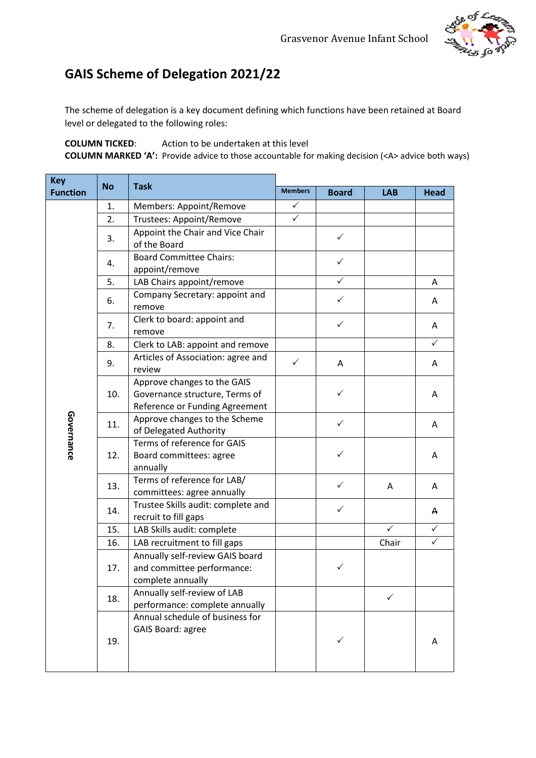# GAIS Scheme of Delegation 2021/22

The scheme of delegation is a key document defining which functions have been retained at Board level or delegated to the following roles:

**COLUMN TICKED**: Action to be undertaken at this level
**COLUMN MARKED 'A'**: Provide advice to those accountable for making decision (<A> advice both ways)

| Key Function | No | Task | Members | Board | LAB | Head |
|---|---|---|---|---|---|---|
| Governance | 1. | Members: Appoint/Remove | ✓ | | | |
| | 2. | Trustees: Appoint/Remove | ✓ | | | |
| | 3. | Appoint the Chair and Vice Chair of the Board | | ✓ | | |
| | 4. | Board Committee Chairs: appoint/remove | | ✓ | | |
| | 5. | LAB Chairs appoint/remove | | ✓ | | A |
| | 6. | Company Secretary: appoint and remove | | ✓ | | A |
| | 7. | Clerk to board: appoint and remove | | ✓ | | A |
| | 8. | Clerk to LAB: appoint and remove | | | | ✓ |
| | 9. | Articles of Association: agree and review | ✓ | A | | A |
| | 10. | Approve changes to the GAIS Governance structure, Terms of Reference or Funding Agreement | | ✓ | | A |
| | 11. | Approve changes to the Scheme of Delegated Authority | | ✓ | | A |
| | 12. | Terms of reference for GAIS Board committees: agree annually | | ✓ | | A |
| | 13. | Terms of reference for LAB/ committees: agree annually | | ✓ | A | A |
| | 14. | Trustee Skills audit: complete and recruit to fill gaps | | ✓ | | ~~A~~ |
| | 15. | LAB Skills audit: complete | | | ✓ | ✓ |
| | 16. | LAB recruitment to fill gaps | | | Chair | ✓ |
| | 17. | Annually self-review GAIS board and committee performance: complete annually | | ✓ | | |
| | 18. | Annually self-review of LAB performance: complete annually | | | ✓ | |
| | 19. | Annual schedule of business for GAIS Board: agree | | ✓ | | A |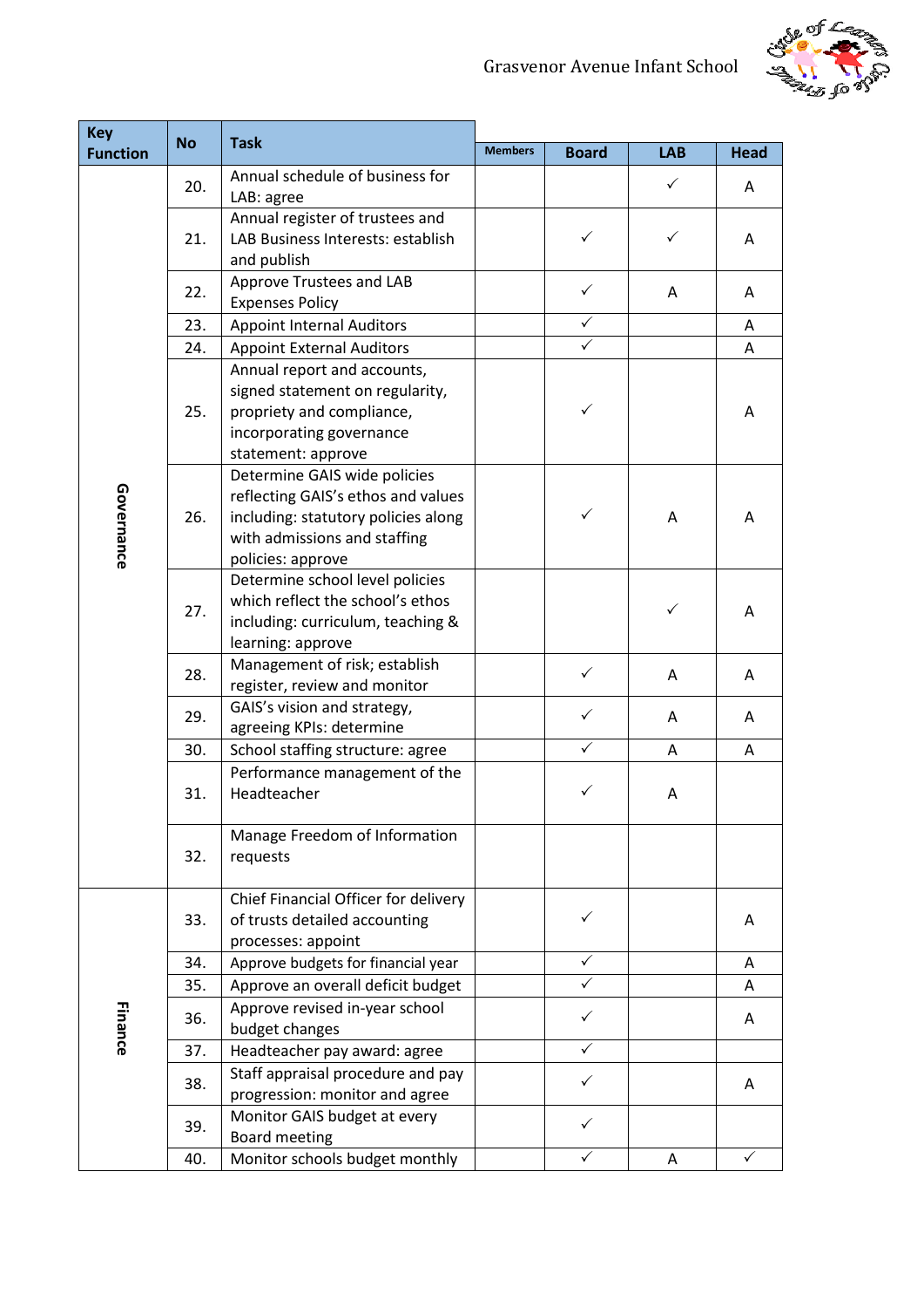| Key Function | No | Task | Members | Board | LAB | Head |
|---|---|---|---|---|---|---|
| Governance | 20. | Annual schedule of business for LAB: agree | | | ✓ | A |
| | 21. | Annual register of trustees and LAB Business Interests: establish and publish | | ✓ | ✓ | A |
| | 22. | Approve Trustees and LAB Expenses Policy | | ✓ | A | A |
| | 23. | Appoint Internal Auditors | | ✓ | | A |
| | 24. | Appoint External Auditors | | ✓ | | A |
| | 25. | Annual report and accounts, signed statement on regularity, propriety and compliance, incorporating governance statement: approve | | ✓ | | A |
| | 26. | Determine GAIS wide policies reflecting GAIS's ethos and values including: statutory policies along with admissions and staffing policies: approve | | ✓ | A | A |
| | 27. | Determine school level policies which reflect the school's ethos including: curriculum, teaching & learning: approve | | | ✓ | A |
| | 28. | Management of risk; establish register, review and monitor | | ✓ | A | A |
| | 29. | GAIS's vision and strategy, agreeing KPIs: determine | | ✓ | A | A |
| | 30. | School staffing structure: agree | | ✓ | A | A |
| | 31. | Performance management of the Headteacher | | ✓ | A | |
| | 32. | Manage Freedom of Information requests | | | | |
| Finance | 33. | Chief Financial Officer for delivery of trusts detailed accounting processes: appoint | | ✓ | | A |
| | 34. | Approve budgets for financial year | | ✓ | | A |
| | 35. | Approve an overall deficit budget | | ✓ | | A |
| | 36. | Approve revised in-year school budget changes | | ✓ | | A |
| | 37. | Headteacher pay award: agree | | ✓ | | |
| | 38. | Staff appraisal procedure and pay progression: monitor and agree | | ✓ | | A |
| | 39. | Monitor GAIS budget at every Board meeting | | ✓ | | |
| | 40. | Monitor schools budget monthly | | ✓ | A | ✓ |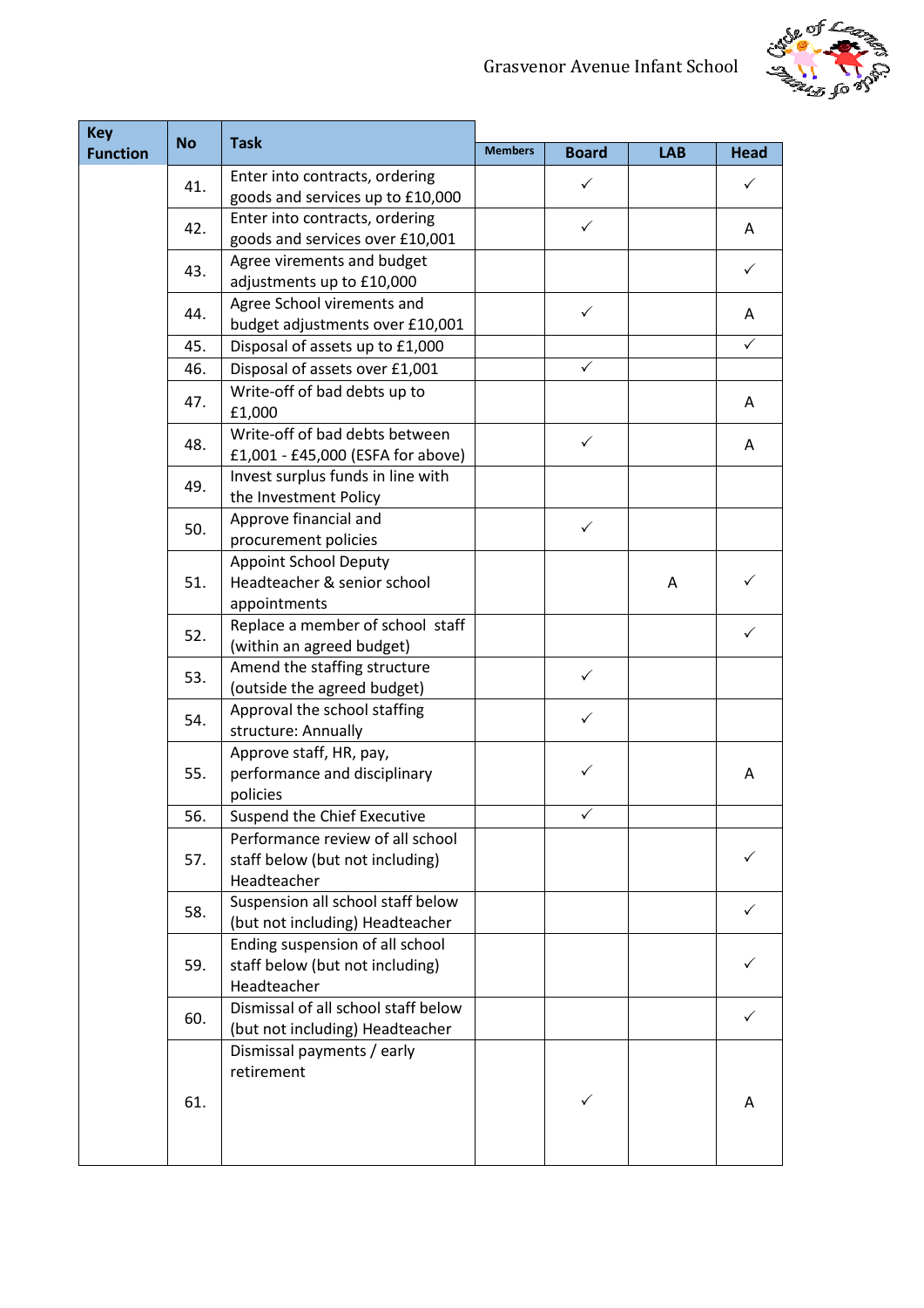| Key Function | No | Task | Members | Board | LAB | Head |
|---|---|---|---|---|---|---|
| | 41. | Enter into contracts, ordering goods and services up to £10,000 | | ✓ | | ✓ |
| | 42. | Enter into contracts, ordering goods and services over £10,001 | | ✓ | | A |
| | 43. | Agree virements and budget adjustments up to £10,000 | | | | ✓ |
| | 44. | Agree School virements and budget adjustments over £10,001 | | ✓ | | A |
| | 45. | Disposal of assets up to £1,000 | | | | ✓ |
| | 46. | Disposal of assets over £1,001 | | ✓ | | |
| | 47. | Write-off of bad debts up to £1,000 | | | | A |
| | 48. | Write-off of bad debts between £1,001 - £45,000 (ESFA for above) | | ✓ | | A |
| | 49. | Invest surplus funds in line with the Investment Policy | | | | |
| | 50. | Approve financial and procurement policies | | ✓ | | |
| | 51. | Appoint School Deputy Headteacher & senior school appointments | | | A | ✓ |
| | 52. | Replace a member of school staff (within an agreed budget) | | | | ✓ |
| | 53. | Amend the staffing structure (outside the agreed budget) | | ✓ | | |
| | 54. | Approval the school staffing structure: Annually | | ✓ | | |
| | 55. | Approve staff, HR, pay, performance and disciplinary policies | | ✓ | | A |
| | 56. | Suspend the Chief Executive | | ✓ | | |
| | 57. | Performance review of all school staff below (but not including) Headteacher | | | | ✓ |
| | 58. | Suspension all school staff below (but not including) Headteacher | | | | ✓ |
| | 59. | Ending suspension of all school staff below (but not including) Headteacher | | | | ✓ |
| | 60. | Dismissal of all school staff below (but not including) Headteacher | | | | ✓ |
| | 61. | Dismissal payments / early retirement | | ✓ | | A |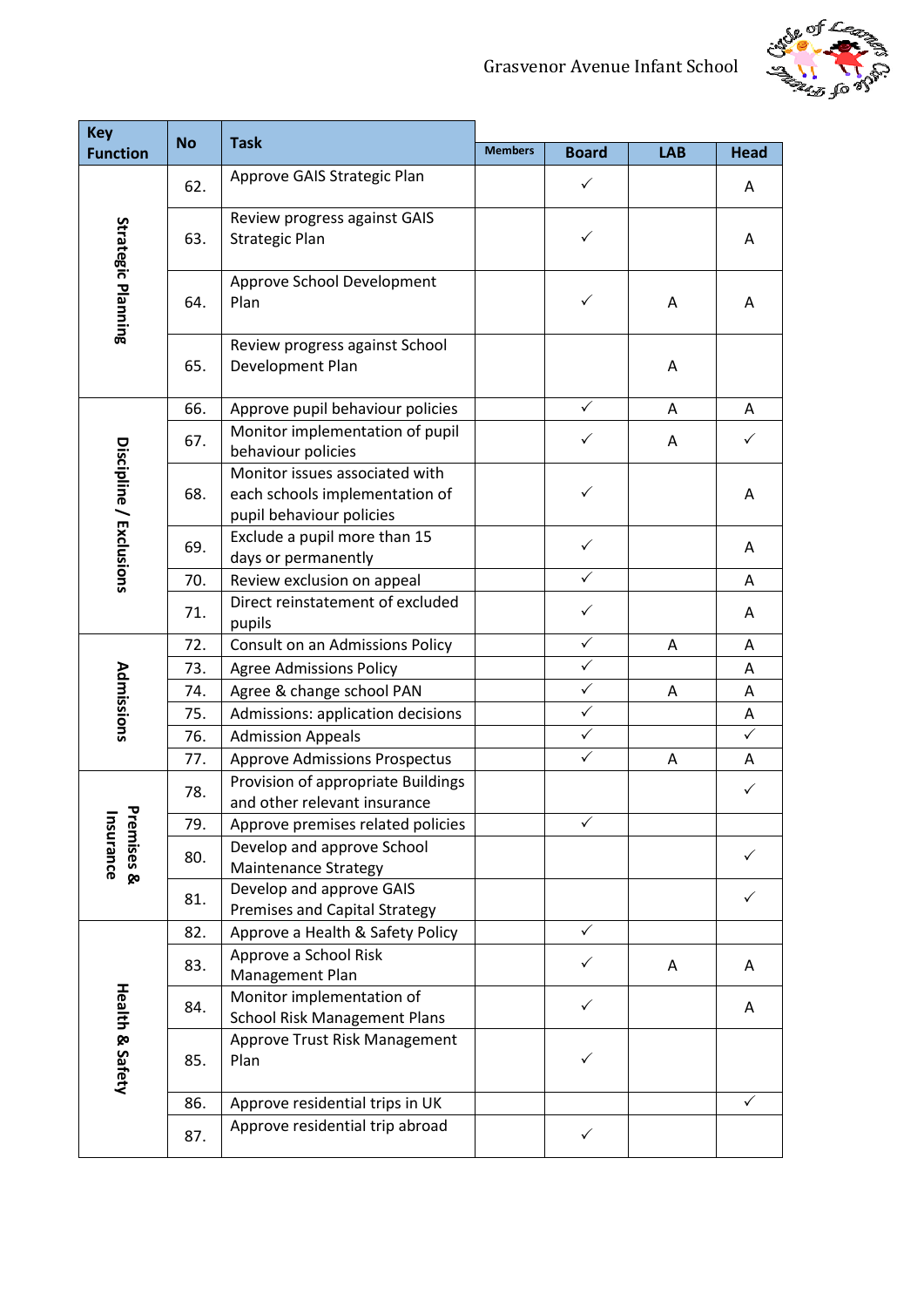| Key Function | No | Task | Members | Board | LAB | Head |
|---|---|---|---|---|---|---|
| Strategic Planning | 62. | Approve GAIS Strategic Plan | | ✓ | | A |
| | 63. | Review progress against GAIS Strategic Plan | | ✓ | | A |
| | 64. | Approve School Development Plan | | ✓ | A | A |
| | 65. | Review progress against School Development Plan | | | A | |
| Discipline / Exclusions | 66. | Approve pupil behaviour policies | | ✓ | A | A |
| | 67. | Monitor implementation of pupil behaviour policies | | ✓ | A | ✓ |
| | 68. | Monitor issues associated with each schools implementation of pupil behaviour policies | | ✓ | | A |
| | 69. | Exclude a pupil more than 15 days or permanently | | ✓ | | A |
| | 70. | Review exclusion on appeal | | ✓ | | A |
| | 71. | Direct reinstatement of excluded pupils | | ✓ | | A |
| Admissions | 72. | Consult on an Admissions Policy | | ✓ | A | A |
| | 73. | Agree Admissions Policy | | ✓ | | A |
| | 74. | Agree & change school PAN | | ✓ | A | A |
| | 75. | Admissions: application decisions | | ✓ | | A |
| | 76. | Admission Appeals | | ✓ | | ✓ |
| | 77. | Approve Admissions Prospectus | | ✓ | A | A |
| Premises & Insurance | 78. | Provision of appropriate Buildings and other relevant insurance | | | | ✓ |
| | 79. | Approve premises related policies | | ✓ | | |
| | 80. | Develop and approve School Maintenance Strategy | | | | ✓ |
| | 81. | Develop and approve GAIS Premises and Capital Strategy | | | | ✓ |
| Health & Safety | 82. | Approve a Health & Safety Policy | | ✓ | | |
| | 83. | Approve a School Risk Management Plan | | ✓ | A | A |
| | 84. | Monitor implementation of School Risk Management Plans | | ✓ | | A |
| | 85. | Approve Trust Risk Management Plan | | ✓ | | |
| | 86. | Approve residential trips in UK | | | | ✓ |
| | 87. | Approve residential trip abroad | | ✓ | | |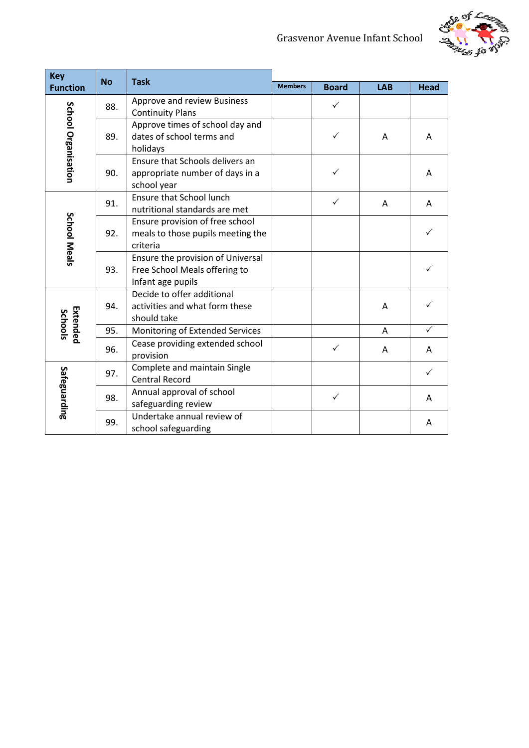| Key Function | No | Task | Members | Board | LAB | Head |
|---|---|---|---|---|---|---|
| School Organisation | 88. | Approve and review Business Continuity Plans | | ✓ | | |
| | 89. | Approve times of school day and dates of school terms and holidays | | ✓ | A | A |
| | 90. | Ensure that Schools delivers an appropriate number of days in a school year | | ✓ | | A |
| School Meals | 91. | Ensure that School lunch nutritional standards are met | | ✓ | A | A |
| | 92. | Ensure provision of free school meals to those pupils meeting the criteria | | | | ✓ |
| | 93. | Ensure the provision of Universal Free School Meals offering to Infant age pupils | | | | ✓ |
| Extended Schools | 94. | Decide to offer additional activities and what form these should take | | | A | ✓ |
| | 95. | Monitoring of Extended Services | | | A | ✓ |
| | 96. | Cease providing extended school provision | | ✓ | A | A |
| Safeguarding | 97. | Complete and maintain Single Central Record | | | | ✓ |
| | 98. | Annual approval of school safeguarding review | | ✓ | | A |
| | 99. | Undertake annual review of school safeguarding | | | | A |